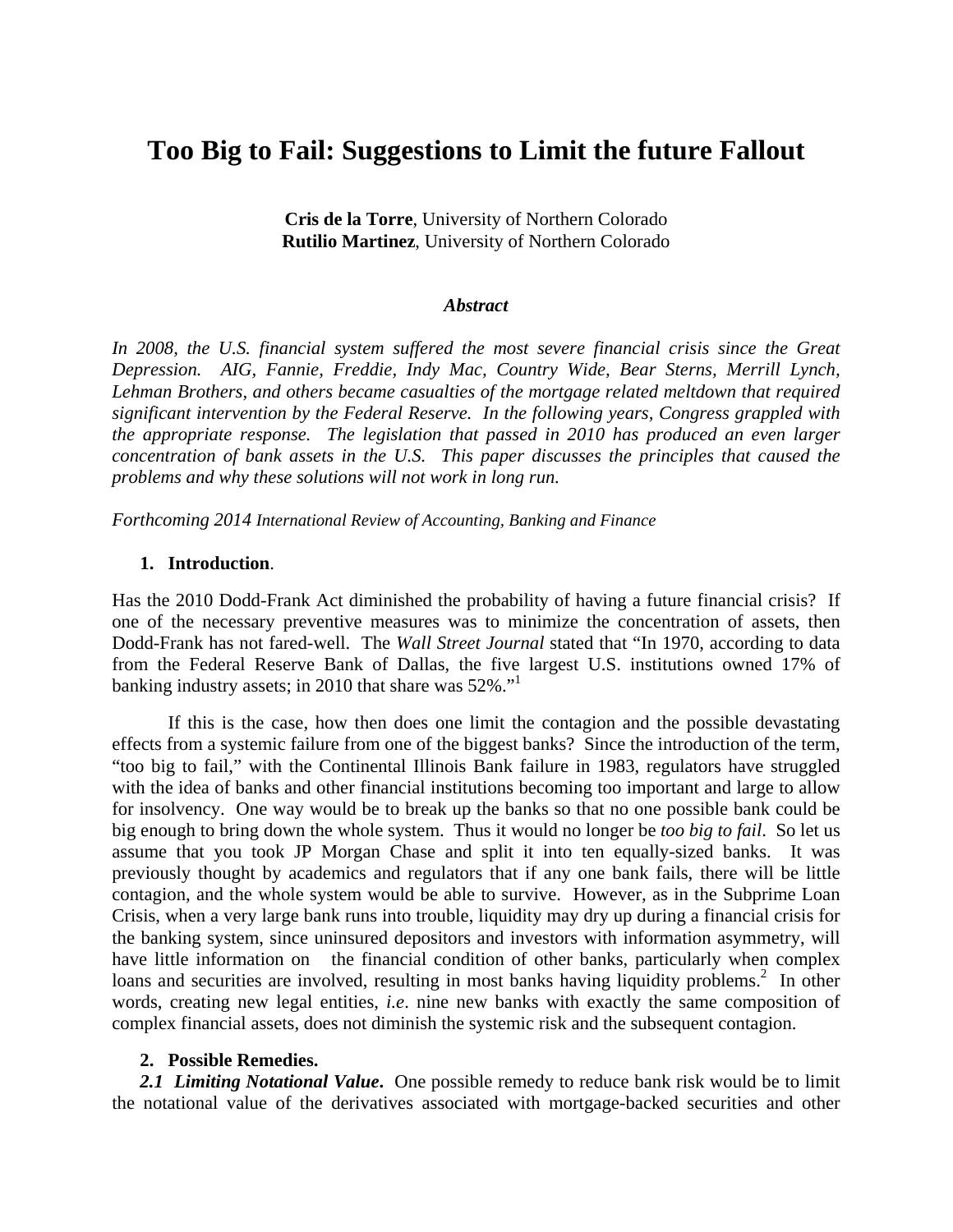# Too Big to Fail: Suggestions to Limit the future Fallout

**Cris de la Torre**, University of Northern Colorado
**Rutilio Martinez**, University of Northern Colorado

***Abstract***

*In 2008, the U.S. financial system suffered the most severe financial crisis since the Great Depression. AIG, Fannie, Freddie, Indy Mac, Country Wide, Bear Sterns, Merrill Lynch, Lehman Brothers, and others became casualties of the mortgage related meltdown that required significant intervention by the Federal Reserve. In the following years, Congress grappled with the appropriate response. The legislation that passed in 2010 has produced an even larger concentration of bank assets in the U.S. This paper discusses the principles that caused the problems and why these solutions will not work in long run.*

*Forthcoming 2014 International Review of Accounting, Banking and Finance*

## 1. Introduction.

Has the 2010 Dodd-Frank Act diminished the probability of having a future financial crisis? If one of the necessary preventive measures was to minimize the concentration of assets, then Dodd-Frank has not fared-well. The *Wall Street Journal* stated that "In 1970, according to data from the Federal Reserve Bank of Dallas, the five largest U.S. institutions owned 17% of banking industry assets; in 2010 that share was 52%."[1]

If this is the case, how then does one limit the contagion and the possible devastating effects from a systemic failure from one of the biggest banks? Since the introduction of the term, "too big to fail," with the Continental Illinois Bank failure in 1983, regulators have struggled with the idea of banks and other financial institutions becoming too important and large to allow for insolvency. One way would be to break up the banks so that no one possible bank could be big enough to bring down the whole system. Thus it would no longer be *too big to fail*. So let us assume that you took JP Morgan Chase and split it into ten equally-sized banks. It was previously thought by academics and regulators that if any one bank fails, there will be little contagion, and the whole system would be able to survive. However, as in the Subprime Loan Crisis, when a very large bank runs into trouble, liquidity may dry up during a financial crisis for the banking system, since uninsured depositors and investors with information asymmetry, will have little information on the financial condition of other banks, particularly when complex loans and securities are involved, resulting in most banks having liquidity problems.[2] In other words, creating new legal entities, *i.e*. nine new banks with exactly the same composition of complex financial assets, does not diminish the systemic risk and the subsequent contagion.

## 2. Possible Remedies.

***2.1 Limiting Notational Value***. One possible remedy to reduce bank risk would be to limit the notational value of the derivatives associated with mortgage-backed securities and other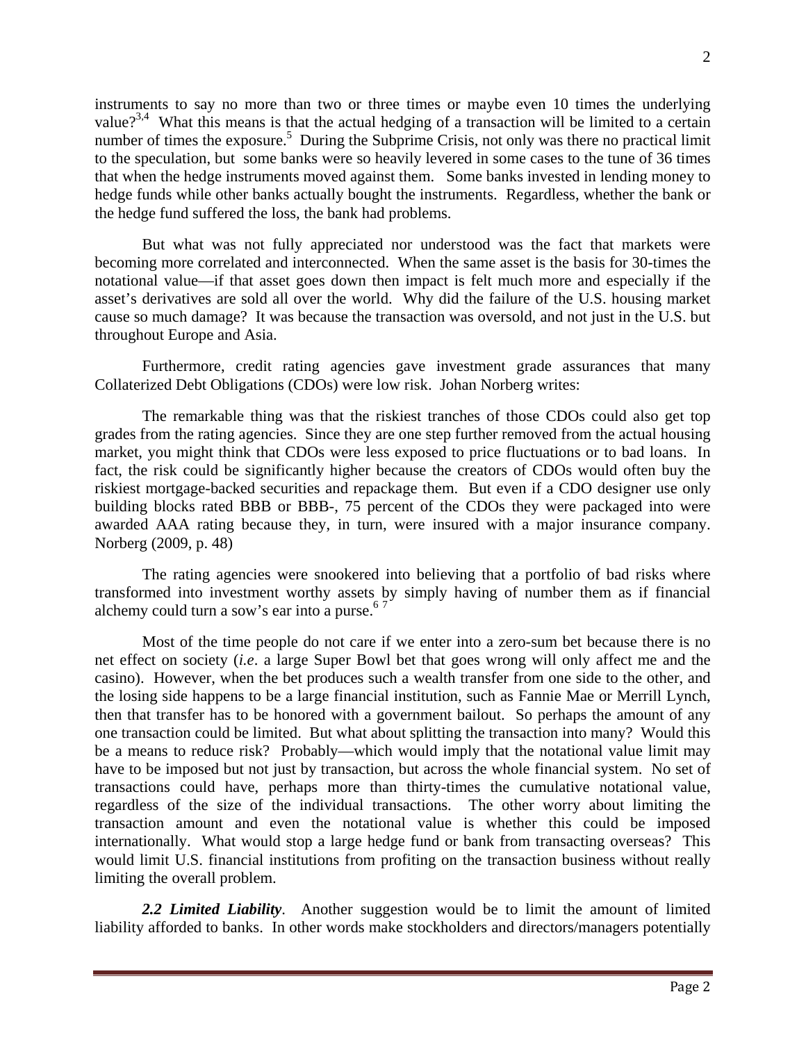instruments to say no more than two or three times or maybe even 10 times the underlying value?[3,4] What this means is that the actual hedging of a transaction will be limited to a certain number of times the exposure.[5] During the Subprime Crisis, not only was there no practical limit to the speculation, but some banks were so heavily levered in some cases to the tune of 36 times that when the hedge instruments moved against them. Some banks invested in lending money to hedge funds while other banks actually bought the instruments. Regardless, whether the bank or the hedge fund suffered the loss, the bank had problems.

But what was not fully appreciated nor understood was the fact that markets were becoming more correlated and interconnected. When the same asset is the basis for 30-times the notational value—if that asset goes down then impact is felt much more and especially if the asset's derivatives are sold all over the world. Why did the failure of the U.S. housing market cause so much damage? It was because the transaction was oversold, and not just in the U.S. but throughout Europe and Asia.

Furthermore, credit rating agencies gave investment grade assurances that many Collaterized Debt Obligations (CDOs) were low risk. Johan Norberg writes:

> The remarkable thing was that the riskiest tranches of those CDOs could also get top grades from the rating agencies. Since they are one step further removed from the actual housing market, you might think that CDOs were less exposed to price fluctuations or to bad loans. In fact, the risk could be significantly higher because the creators of CDOs would often buy the riskiest mortgage-backed securities and repackage them. But even if a CDO designer use only building blocks rated BBB or BBB-, 75 percent of the CDOs they were packaged into were awarded AAA rating because they, in turn, were insured with a major insurance company. Norberg (2009, p. 48)

The rating agencies were snookered into believing that a portfolio of bad risks where transformed into investment worthy assets by simply having of number them as if financial alchemy could turn a sow's ear into a purse.[6] [7]

Most of the time people do not care if we enter into a zero-sum bet because there is no net effect on society (*i.e*. a large Super Bowl bet that goes wrong will only affect me and the casino). However, when the bet produces such a wealth transfer from one side to the other, and the losing side happens to be a large financial institution, such as Fannie Mae or Merrill Lynch, then that transfer has to be honored with a government bailout. So perhaps the amount of any one transaction could be limited. But what about splitting the transaction into many? Would this be a means to reduce risk? Probably—which would imply that the notational value limit may have to be imposed but not just by transaction, but across the whole financial system. No set of transactions could have, perhaps more than thirty-times the cumulative notational value, regardless of the size of the individual transactions. The other worry about limiting the transaction amount and even the notational value is whether this could be imposed internationally. What would stop a large hedge fund or bank from transacting overseas? This would limit U.S. financial institutions from profiting on the transaction business without really limiting the overall problem.

***2.2 Limited Liability***. Another suggestion would be to limit the amount of limited liability afforded to banks. In other words make stockholders and directors/managers potentially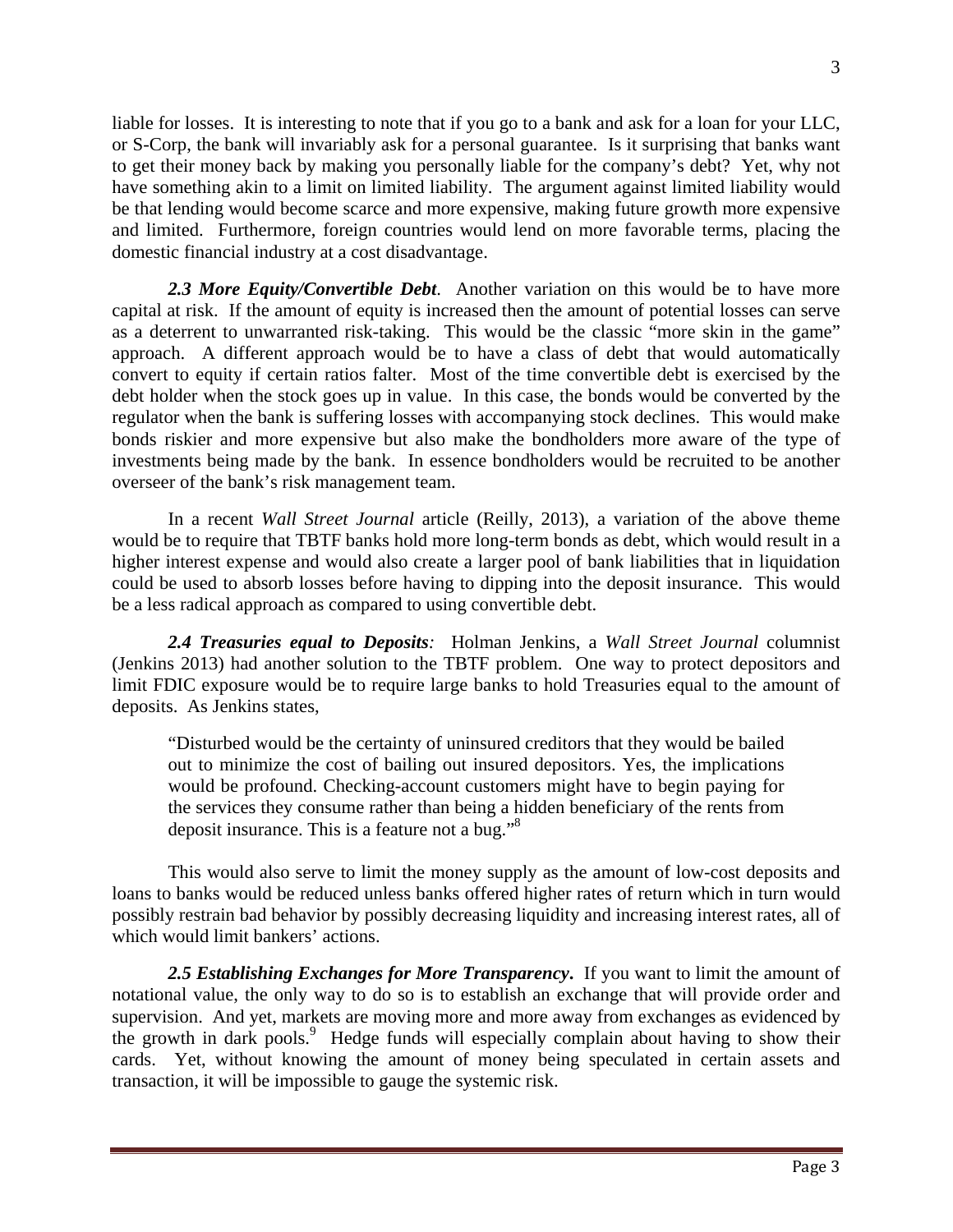liable for losses. It is interesting to note that if you go to a bank and ask for a loan for your LLC, or S-Corp, the bank will invariably ask for a personal guarantee. Is it surprising that banks want to get their money back by making you personally liable for the company's debt? Yet, why not have something akin to a limit on limited liability. The argument against limited liability would be that lending would become scarce and more expensive, making future growth more expensive and limited. Furthermore, foreign countries would lend on more favorable terms, placing the domestic financial industry at a cost disadvantage.

***2.3 More Equity/Convertible Debt***. Another variation on this would be to have more capital at risk. If the amount of equity is increased then the amount of potential losses can serve as a deterrent to unwarranted risk-taking. This would be the classic "more skin in the game" approach. A different approach would be to have a class of debt that would automatically convert to equity if certain ratios falter. Most of the time convertible debt is exercised by the debt holder when the stock goes up in value. In this case, the bonds would be converted by the regulator when the bank is suffering losses with accompanying stock declines. This would make bonds riskier and more expensive but also make the bondholders more aware of the type of investments being made by the bank. In essence bondholders would be recruited to be another overseer of the bank's risk management team.

In a recent *Wall Street Journal* article (Reilly, 2013), a variation of the above theme would be to require that TBTF banks hold more long-term bonds as debt, which would result in a higher interest expense and would also create a larger pool of bank liabilities that in liquidation could be used to absorb losses before having to dipping into the deposit insurance. This would be a less radical approach as compared to using convertible debt.

***2.4 Treasuries equal to Deposits***: Holman Jenkins, a *Wall Street Journal* columnist (Jenkins 2013) had another solution to the TBTF problem. One way to protect depositors and limit FDIC exposure would be to require large banks to hold Treasuries equal to the amount of deposits. As Jenkins states,

> "Disturbed would be the certainty of uninsured creditors that they would be bailed out to minimize the cost of bailing out insured depositors. Yes, the implications would be profound. Checking-account customers might have to begin paying for the services they consume rather than being a hidden beneficiary of the rents from deposit insurance. This is a feature not a bug."[8]

This would also serve to limit the money supply as the amount of low-cost deposits and loans to banks would be reduced unless banks offered higher rates of return which in turn would possibly restrain bad behavior by possibly decreasing liquidity and increasing interest rates, all of which would limit bankers' actions.

***2.5 Establishing Exchanges for More Transparency***. If you want to limit the amount of notational value, the only way to do so is to establish an exchange that will provide order and supervision. And yet, markets are moving more and more away from exchanges as evidenced by the growth in dark pools.[9] Hedge funds will especially complain about having to show their cards. Yet, without knowing the amount of money being speculated in certain assets and transaction, it will be impossible to gauge the systemic risk.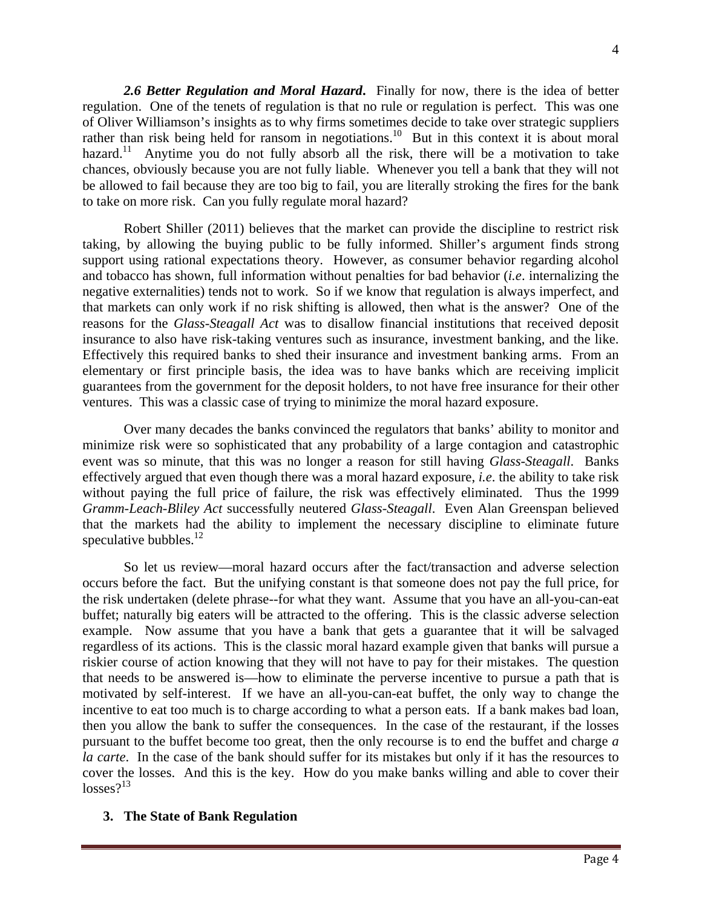***2.6 Better Regulation and Moral Hazard***. Finally for now, there is the idea of better regulation. One of the tenets of regulation is that no rule or regulation is perfect. This was one of Oliver Williamson's insights as to why firms sometimes decide to take over strategic suppliers rather than risk being held for ransom in negotiations.[10] But in this context it is about moral hazard.[11] Anytime you do not fully absorb all the risk, there will be a motivation to take chances, obviously because you are not fully liable. Whenever you tell a bank that they will not be allowed to fail because they are too big to fail, you are literally stroking the fires for the bank to take on more risk. Can you fully regulate moral hazard?

Robert Shiller (2011) believes that the market can provide the discipline to restrict risk taking, by allowing the buying public to be fully informed. Shiller's argument finds strong support using rational expectations theory. However, as consumer behavior regarding alcohol and tobacco has shown, full information without penalties for bad behavior (*i.e*. internalizing the negative externalities) tends not to work. So if we know that regulation is always imperfect, and that markets can only work if no risk shifting is allowed, then what is the answer? One of the reasons for the *Glass-Steagall Act* was to disallow financial institutions that received deposit insurance to also have risk-taking ventures such as insurance, investment banking, and the like. Effectively this required banks to shed their insurance and investment banking arms. From an elementary or first principle basis, the idea was to have banks which are receiving implicit guarantees from the government for the deposit holders, to not have free insurance for their other ventures. This was a classic case of trying to minimize the moral hazard exposure.

Over many decades the banks convinced the regulators that banks' ability to monitor and minimize risk were so sophisticated that any probability of a large contagion and catastrophic event was so minute, that this was no longer a reason for still having *Glass-Steagall*. Banks effectively argued that even though there was a moral hazard exposure, *i.e*. the ability to take risk without paying the full price of failure, the risk was effectively eliminated. Thus the 1999 *Gramm-Leach-Bliley Act* successfully neutered *Glass-Steagall*. Even Alan Greenspan believed that the markets had the ability to implement the necessary discipline to eliminate future speculative bubbles.[12]

So let us review—moral hazard occurs after the fact/transaction and adverse selection occurs before the fact. But the unifying constant is that someone does not pay the full price, for the risk undertaken (delete phrase--for what they want. Assume that you have an all-you-can-eat buffet; naturally big eaters will be attracted to the offering. This is the classic adverse selection example. Now assume that you have a bank that gets a guarantee that it will be salvaged regardless of its actions. This is the classic moral hazard example given that banks will pursue a riskier course of action knowing that they will not have to pay for their mistakes. The question that needs to be answered is—how to eliminate the perverse incentive to pursue a path that is motivated by self-interest. If we have an all-you-can-eat buffet, the only way to change the incentive to eat too much is to charge according to what a person eats. If a bank makes bad loan, then you allow the bank to suffer the consequences. In the case of the restaurant, if the losses pursuant to the buffet become too great, then the only recourse is to end the buffet and charge *a la carte*. In the case of the bank should suffer for its mistakes but only if it has the resources to cover the losses. And this is the key. How do you make banks willing and able to cover their losses?[13]

## 3. The State of Bank Regulation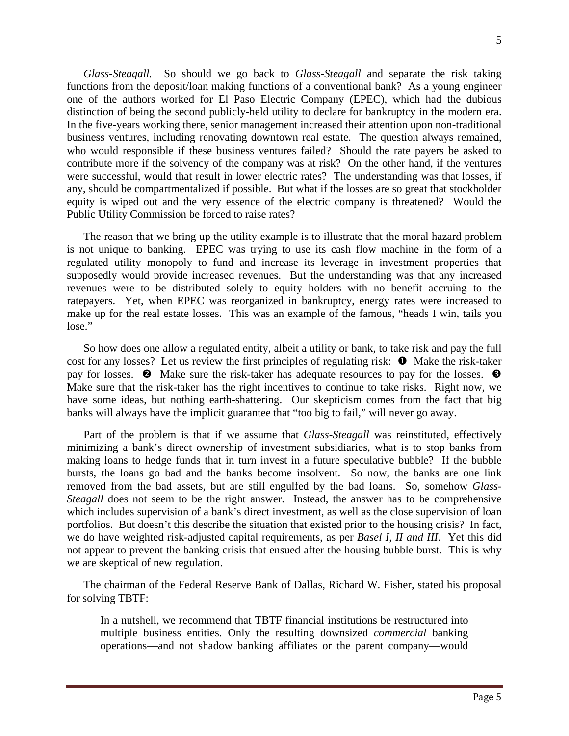*Glass-Steagall.* So should we go back to *Glass-Steagall* and separate the risk taking functions from the deposit/loan making functions of a conventional bank? As a young engineer one of the authors worked for El Paso Electric Company (EPEC), which had the dubious distinction of being the second publicly-held utility to declare for bankruptcy in the modern era. In the five-years working there, senior management increased their attention upon non-traditional business ventures, including renovating downtown real estate. The question always remained, who would responsible if these business ventures failed? Should the rate payers be asked to contribute more if the solvency of the company was at risk? On the other hand, if the ventures were successful, would that result in lower electric rates? The understanding was that losses, if any, should be compartmentalized if possible. But what if the losses are so great that stockholder equity is wiped out and the very essence of the electric company is threatened? Would the Public Utility Commission be forced to raise rates?

The reason that we bring up the utility example is to illustrate that the moral hazard problem is not unique to banking. EPEC was trying to use its cash flow machine in the form of a regulated utility monopoly to fund and increase its leverage in investment properties that supposedly would provide increased revenues. But the understanding was that any increased revenues were to be distributed solely to equity holders with no benefit accruing to the ratepayers. Yet, when EPEC was reorganized in bankruptcy, energy rates were increased to make up for the real estate losses. This was an example of the famous, "heads I win, tails you lose."

So how does one allow a regulated entity, albeit a utility or bank, to take risk and pay the full cost for any losses? Let us review the first principles of regulating risk: ❶ Make the risk-taker pay for losses. ❷ Make sure the risk-taker has adequate resources to pay for the losses. ❸ Make sure that the risk-taker has the right incentives to continue to take risks. Right now, we have some ideas, but nothing earth-shattering. Our skepticism comes from the fact that big banks will always have the implicit guarantee that "too big to fail," will never go away.

Part of the problem is that if we assume that *Glass-Steagall* was reinstituted, effectively minimizing a bank's direct ownership of investment subsidiaries, what is to stop banks from making loans to hedge funds that in turn invest in a future speculative bubble? If the bubble bursts, the loans go bad and the banks become insolvent. So now, the banks are one link removed from the bad assets, but are still engulfed by the bad loans. So, somehow *Glass-Steagall* does not seem to be the right answer. Instead, the answer has to be comprehensive which includes supervision of a bank's direct investment, as well as the close supervision of loan portfolios. But doesn't this describe the situation that existed prior to the housing crisis? In fact, we do have weighted risk-adjusted capital requirements, as per *Basel I, II and III*. Yet this did not appear to prevent the banking crisis that ensued after the housing bubble burst. This is why we are skeptical of new regulation.

The chairman of the Federal Reserve Bank of Dallas, Richard W. Fisher, stated his proposal for solving TBTF:

> In a nutshell, we recommend that TBTF financial institutions be restructured into multiple business entities. Only the resulting downsized *commercial* banking operations—and not shadow banking affiliates or the parent company—would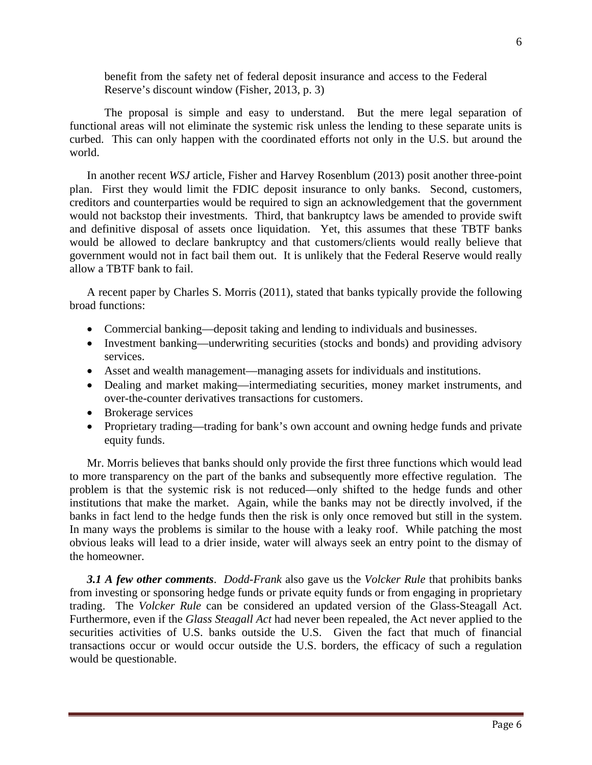benefit from the safety net of federal deposit insurance and access to the Federal Reserve's discount window (Fisher, 2013, p. 3)

The proposal is simple and easy to understand. But the mere legal separation of functional areas will not eliminate the systemic risk unless the lending to these separate units is curbed. This can only happen with the coordinated efforts not only in the U.S. but around the world.

In another recent *WSJ* article, Fisher and Harvey Rosenblum (2013) posit another three-point plan. First they would limit the FDIC deposit insurance to only banks. Second, customers, creditors and counterparties would be required to sign an acknowledgement that the government would not backstop their investments. Third, that bankruptcy laws be amended to provide swift and definitive disposal of assets once liquidation. Yet, this assumes that these TBTF banks would be allowed to declare bankruptcy and that customers/clients would really believe that government would not in fact bail them out. It is unlikely that the Federal Reserve would really allow a TBTF bank to fail.

A recent paper by Charles S. Morris (2011), stated that banks typically provide the following broad functions:

- Commercial banking—deposit taking and lending to individuals and businesses.
- Investment banking—underwriting securities (stocks and bonds) and providing advisory services.
- Asset and wealth management—managing assets for individuals and institutions.
- Dealing and market making—intermediating securities, money market instruments, and over-the-counter derivatives transactions for customers.
- Brokerage services
- Proprietary trading—trading for bank's own account and owning hedge funds and private equity funds.

Mr. Morris believes that banks should only provide the first three functions which would lead to more transparency on the part of the banks and subsequently more effective regulation. The problem is that the systemic risk is not reduced—only shifted to the hedge funds and other institutions that make the market. Again, while the banks may not be directly involved, if the banks in fact lend to the hedge funds then the risk is only once removed but still in the system. In many ways the problems is similar to the house with a leaky roof. While patching the most obvious leaks will lead to a drier inside, water will always seek an entry point to the dismay of the homeowner.

***3.1 A few other comments***. *Dodd-Frank* also gave us the *Volcker Rule* that prohibits banks from investing or sponsoring hedge funds or private equity funds or from engaging in proprietary trading. The *Volcker Rule* can be considered an updated version of the Glass-Steagall Act. Furthermore, even if the *Glass Steagall Act* had never been repealed, the Act never applied to the securities activities of U.S. banks outside the U.S. Given the fact that much of financial transactions occur or would occur outside the U.S. borders, the efficacy of such a regulation would be questionable.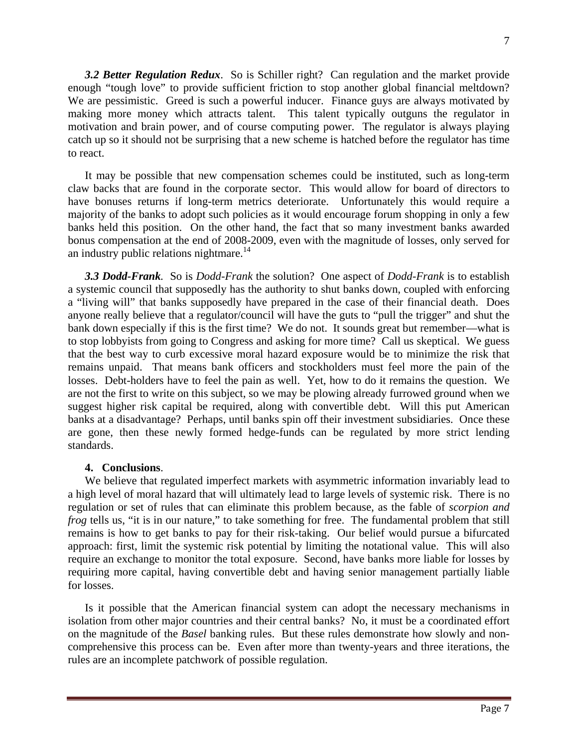***3.2 Better Regulation Redux***. So is Schiller right? Can regulation and the market provide enough "tough love" to provide sufficient friction to stop another global financial meltdown? We are pessimistic. Greed is such a powerful inducer. Finance guys are always motivated by making more money which attracts talent. This talent typically outguns the regulator in motivation and brain power, and of course computing power. The regulator is always playing catch up so it should not be surprising that a new scheme is hatched before the regulator has time to react.

It may be possible that new compensation schemes could be instituted, such as long-term claw backs that are found in the corporate sector. This would allow for board of directors to have bonuses returns if long-term metrics deteriorate. Unfortunately this would require a majority of the banks to adopt such policies as it would encourage forum shopping in only a few banks held this position. On the other hand, the fact that so many investment banks awarded bonus compensation at the end of 2008-2009, even with the magnitude of losses, only served for an industry public relations nightmare.[14]

***3.3 Dodd-Frank***. So is *Dodd-Frank* the solution? One aspect of *Dodd-Frank* is to establish a systemic council that supposedly has the authority to shut banks down, coupled with enforcing a "living will" that banks supposedly have prepared in the case of their financial death. Does anyone really believe that a regulator/council will have the guts to "pull the trigger" and shut the bank down especially if this is the first time? We do not. It sounds great but remember—what is to stop lobbyists from going to Congress and asking for more time? Call us skeptical. We guess that the best way to curb excessive moral hazard exposure would be to minimize the risk that remains unpaid. That means bank officers and stockholders must feel more the pain of the losses. Debt-holders have to feel the pain as well. Yet, how to do it remains the question. We are not the first to write on this subject, so we may be plowing already furrowed ground when we suggest higher risk capital be required, along with convertible debt. Will this put American banks at a disadvantage? Perhaps, until banks spin off their investment subsidiaries. Once these are gone, then these newly formed hedge-funds can be regulated by more strict lending standards.

## 4. Conclusions.

We believe that regulated imperfect markets with asymmetric information invariably lead to a high level of moral hazard that will ultimately lead to large levels of systemic risk. There is no regulation or set of rules that can eliminate this problem because, as the fable of *scorpion and frog* tells us, "it is in our nature," to take something for free. The fundamental problem that still remains is how to get banks to pay for their risk-taking. Our belief would pursue a bifurcated approach: first, limit the systemic risk potential by limiting the notational value. This will also require an exchange to monitor the total exposure. Second, have banks more liable for losses by requiring more capital, having convertible debt and having senior management partially liable for losses.

Is it possible that the American financial system can adopt the necessary mechanisms in isolation from other major countries and their central banks? No, it must be a coordinated effort on the magnitude of the *Basel* banking rules. But these rules demonstrate how slowly and non-comprehensive this process can be. Even after more than twenty-years and three iterations, the rules are an incomplete patchwork of possible regulation.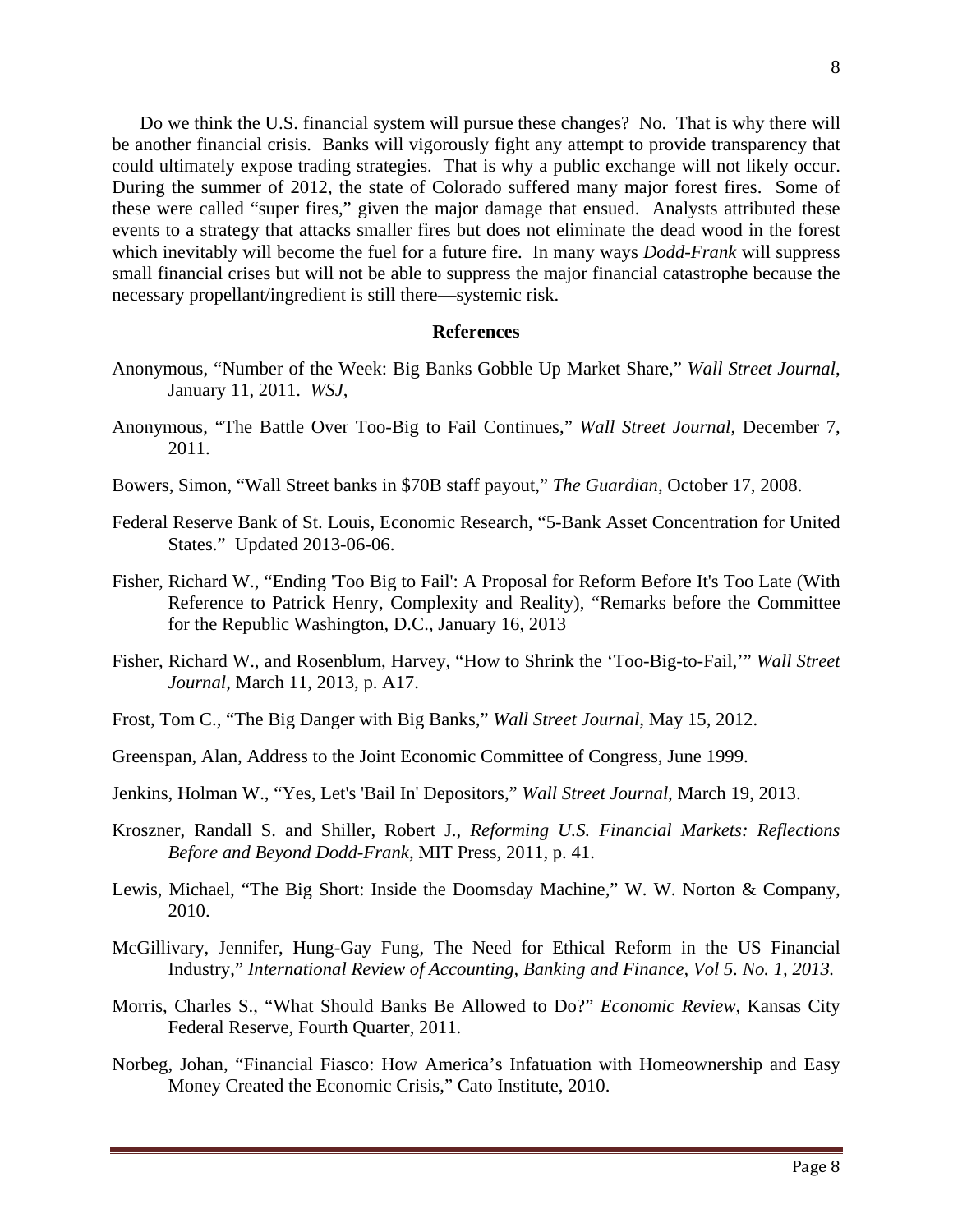Do we think the U.S. financial system will pursue these changes? No. That is why there will be another financial crisis. Banks will vigorously fight any attempt to provide transparency that could ultimately expose trading strategies. That is why a public exchange will not likely occur. During the summer of 2012, the state of Colorado suffered many major forest fires. Some of these were called "super fires," given the major damage that ensued. Analysts attributed these events to a strategy that attacks smaller fires but does not eliminate the dead wood in the forest which inevitably will become the fuel for a future fire. In many ways *Dodd-Frank* will suppress small financial crises but will not be able to suppress the major financial catastrophe because the necessary propellant/ingredient is still there—systemic risk.

## References

Anonymous, "Number of the Week: Big Banks Gobble Up Market Share," *Wall Street Journal*, January 11, 2011. *WSJ*,

Anonymous, "The Battle Over Too-Big to Fail Continues," *Wall Street Journal*, December 7, 2011.

Bowers, Simon, "Wall Street banks in $70B staff payout," *The Guardian*, October 17, 2008.

Federal Reserve Bank of St. Louis, Economic Research, "5-Bank Asset Concentration for United States." Updated 2013-06-06.

Fisher, Richard W., "Ending 'Too Big to Fail': A Proposal for Reform Before It's Too Late (With Reference to Patrick Henry, Complexity and Reality), "Remarks before the Committee for the Republic Washington, D.C., January 16, 2013

Fisher, Richard W., and Rosenblum, Harvey, "How to Shrink the 'Too-Big-to-Fail,'" *Wall Street Journal*, March 11, 2013, p. A17.

Frost, Tom C., "The Big Danger with Big Banks," *Wall Street Journal*, May 15, 2012.

Greenspan, Alan, Address to the Joint Economic Committee of Congress, June 1999.

Jenkins, Holman W., "Yes, Let's 'Bail In' Depositors," *Wall Street Journal*, March 19, 2013.

Kroszner, Randall S. and Shiller, Robert J., *Reforming U.S. Financial Markets: Reflections Before and Beyond Dodd-Frank*, MIT Press, 2011, p. 41.

Lewis, Michael, "The Big Short: Inside the Doomsday Machine," W. W. Norton & Company, 2010.

McGillivary, Jennifer, Hung-Gay Fung, The Need for Ethical Reform in the US Financial Industry," *International Review of Accounting, Banking and Finance, Vol 5. No. 1, 2013.*

Morris, Charles S., "What Should Banks Be Allowed to Do?" *Economic Review*, Kansas City Federal Reserve, Fourth Quarter, 2011.

Norbeg, Johan, "Financial Fiasco: How America's Infatuation with Homeownership and Easy Money Created the Economic Crisis," Cato Institute, 2010.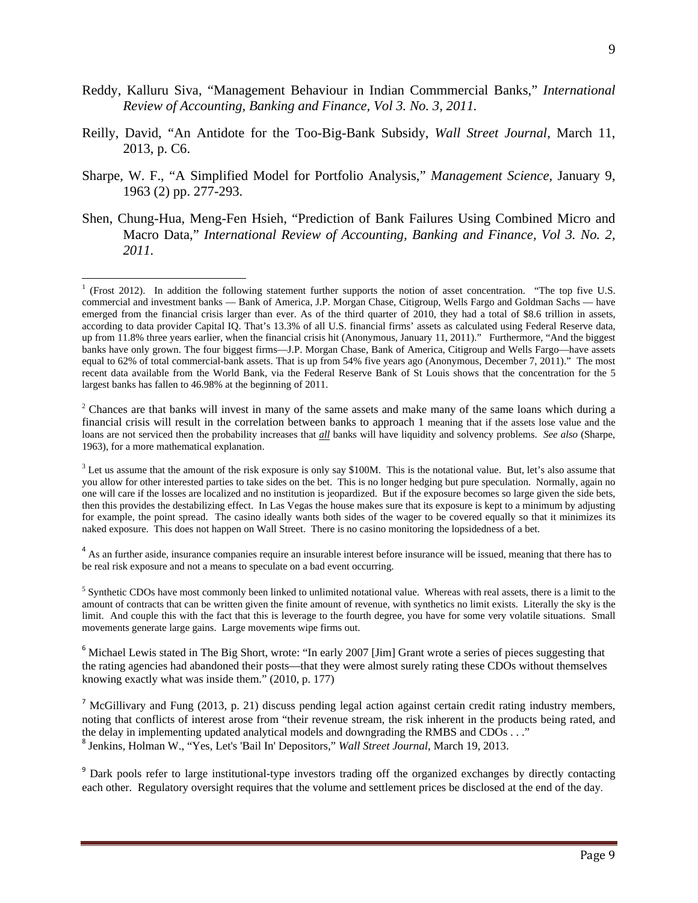Reddy, Kalluru Siva, "Management Behaviour in Indian Commmercial Banks," *International Review of Accounting, Banking and Finance, Vol 3. No. 3, 2011.*

Reilly, David, "An Antidote for the Too-Big-Bank Subsidy, *Wall Street Journal*, March 11, 2013, p. C6.

Sharpe, W. F., "A Simplified Model for Portfolio Analysis," *Management Science*, January 9, 1963 (2) pp. 277-293.

Shen, Chung-Hua, Meng-Fen Hsieh, "Prediction of Bank Failures Using Combined Micro and Macro Data," *International Review of Accounting, Banking and Finance, Vol 3. No. 2, 2011.*

---

[1] (Frost 2012). In addition the following statement further supports the notion of asset concentration. "The top five U.S. commercial and investment banks — Bank of America, J.P. Morgan Chase, Citigroup, Wells Fargo and Goldman Sachs — have emerged from the financial crisis larger than ever. As of the third quarter of 2010, they had a total of $8.6 trillion in assets, according to data provider Capital IQ. That's 13.3% of all U.S. financial firms' assets as calculated using Federal Reserve data, up from 11.8% three years earlier, when the financial crisis hit (Anonymous, January 11, 2011)." Furthermore, "And the biggest banks have only grown. The four biggest firms—J.P. Morgan Chase, Bank of America, Citigroup and Wells Fargo—have assets equal to 62% of total commercial-bank assets. That is up from 54% five years ago (Anonymous, December 7, 2011)." The most recent data available from the World Bank, via the Federal Reserve Bank of St Louis shows that the concentration for the 5 largest banks has fallen to 46.98% at the beginning of 2011.

[2] Chances are that banks will invest in many of the same assets and make many of the same loans which during a financial crisis will result in the correlation between banks to approach 1 meaning that if the assets lose value and the loans are not serviced then the probability increases that ***all*** banks will have liquidity and solvency problems. *See also* (Sharpe, 1963), for a more mathematical explanation.

[3] Let us assume that the amount of the risk exposure is only say $100M. This is the notational value. But, let's also assume that you allow for other interested parties to take sides on the bet. This is no longer hedging but pure speculation. Normally, again no one will care if the losses are localized and no institution is jeopardized. But if the exposure becomes so large given the side bets, then this provides the destabilizing effect. In Las Vegas the house makes sure that its exposure is kept to a minimum by adjusting for example, the point spread. The casino ideally wants both sides of the wager to be covered equally so that it minimizes its naked exposure. This does not happen on Wall Street. There is no casino monitoring the lopsidedness of a bet.

[4] As an further aside, insurance companies require an insurable interest before insurance will be issued, meaning that there has to be real risk exposure and not a means to speculate on a bad event occurring.

[5] Synthetic CDOs have most commonly been linked to unlimited notational value. Whereas with real assets, there is a limit to the amount of contracts that can be written given the finite amount of revenue, with synthetics no limit exists. Literally the sky is the limit. And couple this with the fact that this is leverage to the fourth degree, you have for some very volatile situations. Small movements generate large gains. Large movements wipe firms out.

[6] Michael Lewis stated in The Big Short, wrote: "In early 2007 [Jim] Grant wrote a series of pieces suggesting that the rating agencies had abandoned their posts—that they were almost surely rating these CDOs without themselves knowing exactly what was inside them." (2010, p. 177)

[7] McGillivary and Fung (2013, p. 21) discuss pending legal action against certain credit rating industry members, noting that conflicts of interest arose from "their revenue stream, the risk inherent in the products being rated, and the delay in implementing updated analytical models and downgrading the RMBS and CDOs . . ."

[8] Jenkins, Holman W., "Yes, Let's 'Bail In' Depositors," *Wall Street Journal*, March 19, 2013.

[9] Dark pools refer to large institutional-type investors trading off the organized exchanges by directly contacting each other. Regulatory oversight requires that the volume and settlement prices be disclosed at the end of the day.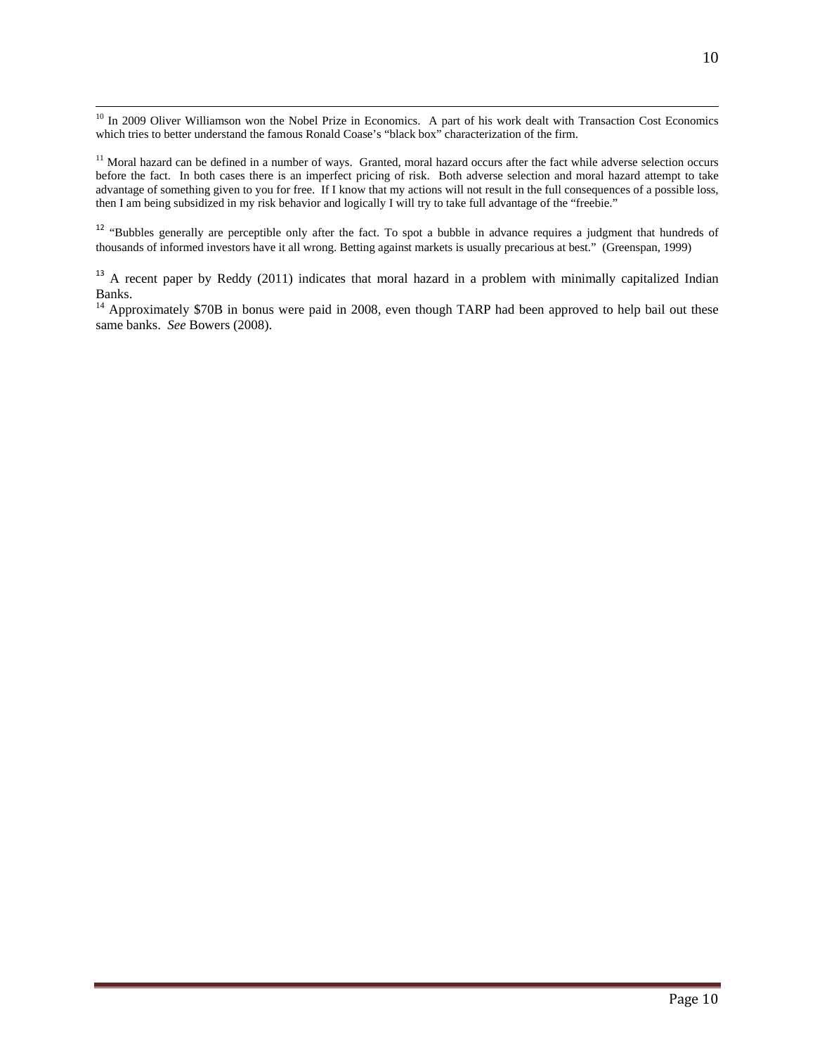[10] In 2009 Oliver Williamson won the Nobel Prize in Economics. A part of his work dealt with Transaction Cost Economics which tries to better understand the famous Ronald Coase's "black box" characterization of the firm.

[11] Moral hazard can be defined in a number of ways. Granted, moral hazard occurs after the fact while adverse selection occurs before the fact. In both cases there is an imperfect pricing of risk. Both adverse selection and moral hazard attempt to take advantage of something given to you for free. If I know that my actions will not result in the full consequences of a possible loss, then I am being subsidized in my risk behavior and logically I will try to take full advantage of the "freebie."

[12] "Bubbles generally are perceptible only after the fact. To spot a bubble in advance requires a judgment that hundreds of thousands of informed investors have it all wrong. Betting against markets is usually precarious at best." (Greenspan, 1999)

[13] A recent paper by Reddy (2011) indicates that moral hazard in a problem with minimally capitalized Indian Banks.

[14] Approximately $70B in bonus were paid in 2008, even though TARP had been approved to help bail out these same banks. *See* Bowers (2008).